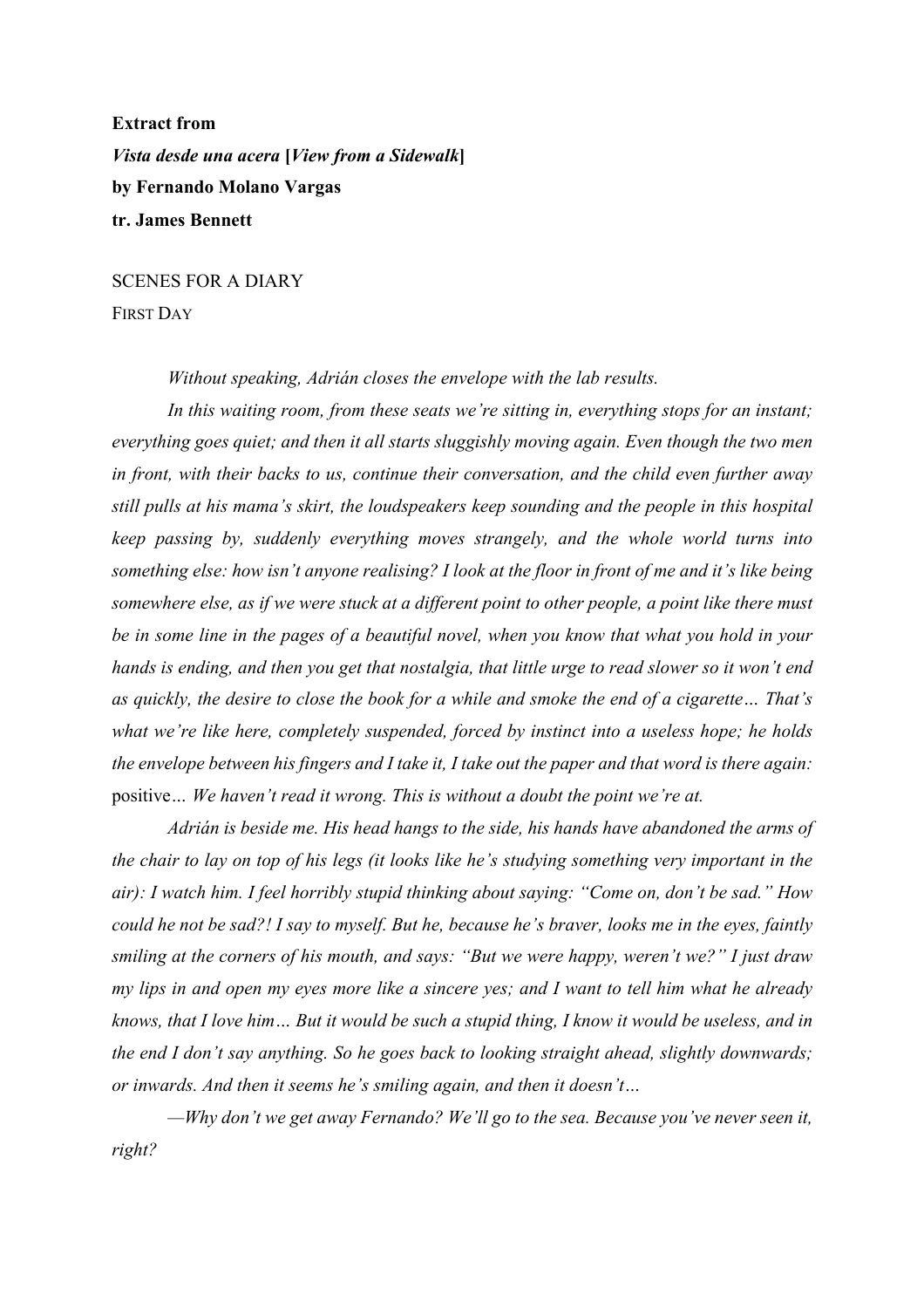**Extract from**

***Vista desde una acera* [*View from a Sidewalk*]**

**by Fernando Molano Vargas**

**tr. James Bennett**

SCENES FOR A DIARY

FIRST DAY

*Without speaking, Adrián closes the envelope with the lab results.*

*In this waiting room, from these seats we're sitting in, everything stops for an instant; everything goes quiet; and then it all starts sluggishly moving again. Even though the two men in front, with their backs to us, continue their conversation, and the child even further away still pulls at his mama's skirt, the loudspeakers keep sounding and the people in this hospital keep passing by, suddenly everything moves strangely, and the whole world turns into something else: how isn't anyone realising? I look at the floor in front of me and it's like being somewhere else, as if we were stuck at a different point to other people, a point like there must be in some line in the pages of a beautiful novel, when you know that what you hold in your hands is ending, and then you get that nostalgia, that little urge to read slower so it won't end as quickly, the desire to close the book for a while and smoke the end of a cigarette… That's what we're like here, completely suspended, forced by instinct into a useless hope; he holds the envelope between his fingers and I take it, I take out the paper and that word is there again:* positive*… We haven't read it wrong. This is without a doubt the point we're at.*

*Adrián is beside me. His head hangs to the side, his hands have abandoned the arms of the chair to lay on top of his legs (it looks like he's studying something very important in the air): I watch him. I feel horribly stupid thinking about saying: "Come on, don't be sad." How could he not be sad?! I say to myself. But he, because he's braver, looks me in the eyes, faintly smiling at the corners of his mouth, and says: "But we were happy, weren't we?" I just draw my lips in and open my eyes more like a sincere yes; and I want to tell him what he already knows, that I love him… But it would be such a stupid thing, I know it would be useless, and in the end I don't say anything. So he goes back to looking straight ahead, slightly downwards; or inwards. And then it seems he's smiling again, and then it doesn't…*

*—Why don't we get away Fernando? We'll go to the sea. Because you've never seen it, right?*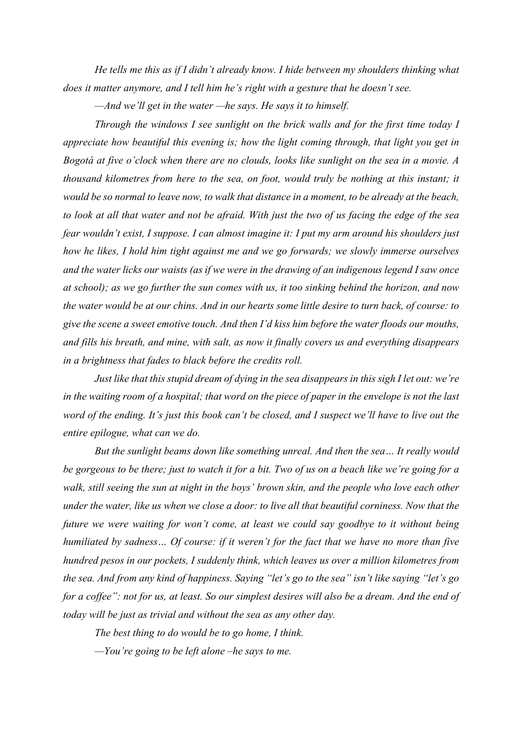*He tells me this as if I didn't already know. I hide between my shoulders thinking what does it matter anymore, and I tell him he's right with a gesture that he doesn't see.*

*—And we'll get in the water —he says. He says it to himself.*

*Through the windows I see sunlight on the brick walls and for the first time today I appreciate how beautiful this evening is; how the light coming through, that light you get in Bogotá at five o'clock when there are no clouds, looks like sunlight on the sea in a movie. A thousand kilometres from here to the sea, on foot, would truly be nothing at this instant; it would be so normal to leave now, to walk that distance in a moment, to be already at the beach, to look at all that water and not be afraid. With just the two of us facing the edge of the sea fear wouldn't exist, I suppose. I can almost imagine it: I put my arm around his shoulders just how he likes, I hold him tight against me and we go forwards; we slowly immerse ourselves and the water licks our waists (as if we were in the drawing of an indigenous legend I saw once at school); as we go further the sun comes with us, it too sinking behind the horizon, and now the water would be at our chins. And in our hearts some little desire to turn back, of course: to give the scene a sweet emotive touch. And then I'd kiss him before the water floods our mouths, and fills his breath, and mine, with salt, as now it finally covers us and everything disappears in a brightness that fades to black before the credits roll.*

*Just like that this stupid dream of dying in the sea disappears in this sigh I let out: we're in the waiting room of a hospital; that word on the piece of paper in the envelope is not the last word of the ending. It's just this book can't be closed, and I suspect we'll have to live out the entire epilogue, what can we do.*

*But the sunlight beams down like something unreal. And then the sea… It really would be gorgeous to be there; just to watch it for a bit. Two of us on a beach like we're going for a walk, still seeing the sun at night in the boys' brown skin, and the people who love each other under the water, like us when we close a door: to live all that beautiful corniness. Now that the future we were waiting for won't come, at least we could say goodbye to it without being humiliated by sadness… Of course: if it weren't for the fact that we have no more than five hundred pesos in our pockets, I suddenly think, which leaves us over a million kilometres from the sea. And from any kind of happiness. Saying "let's go to the sea" isn't like saying "let's go for a coffee": not for us, at least. So our simplest desires will also be a dream. And the end of today will be just as trivial and without the sea as any other day.*

*The best thing to do would be to go home, I think.*

*—You're going to be left alone –he says to me.*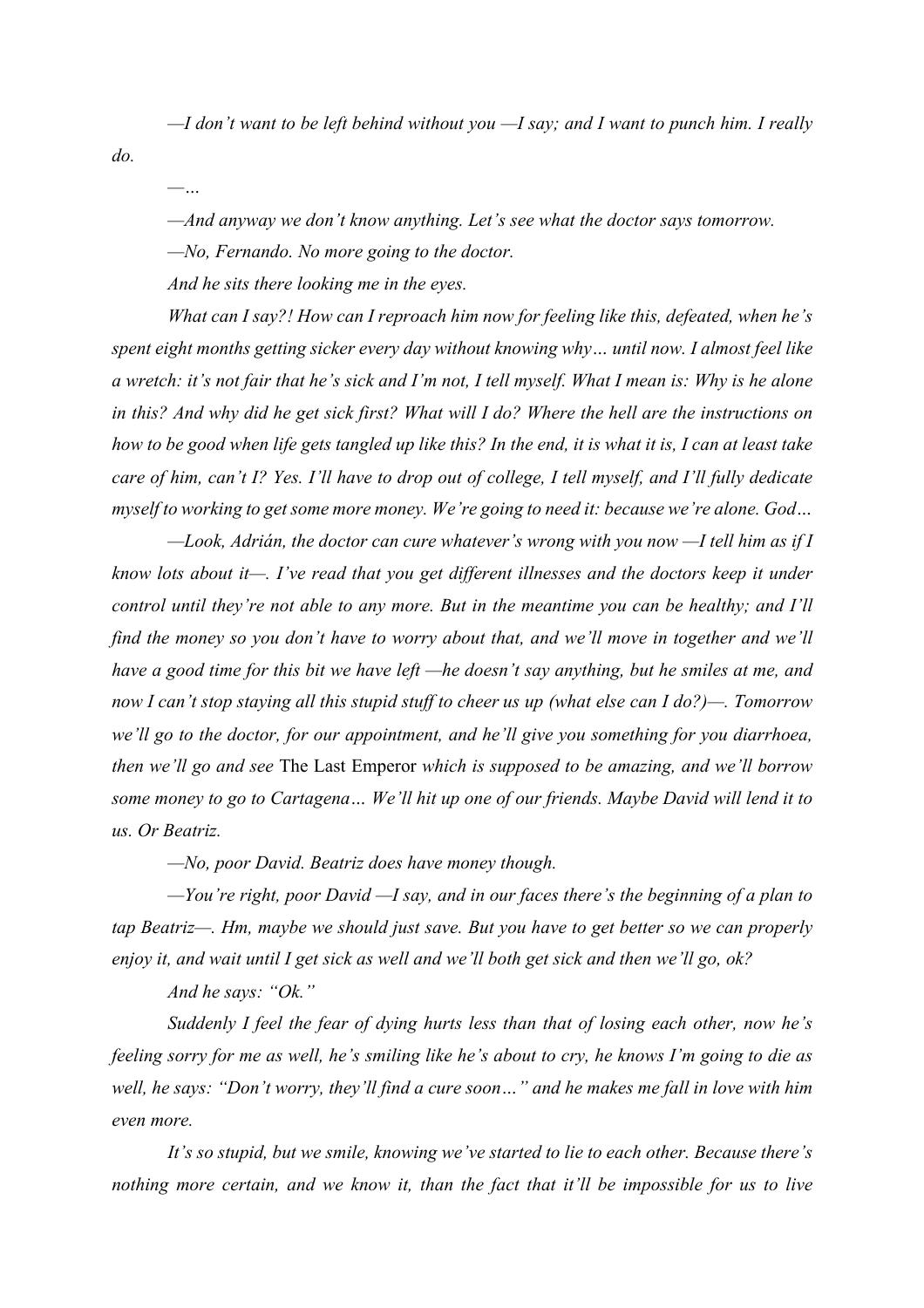*—I don't want to be left behind without you —I say; and I want to punch him. I really do.*

*—…*

*—And anyway we don't know anything. Let's see what the doctor says tomorrow.*

*—No, Fernando. No more going to the doctor.*

*And he sits there looking me in the eyes.*

*What can I say?! How can I reproach him now for feeling like this, defeated, when he's spent eight months getting sicker every day without knowing why… until now. I almost feel like a wretch: it's not fair that he's sick and I'm not, I tell myself. What I mean is: Why is he alone in this? And why did he get sick first? What will I do? Where the hell are the instructions on how to be good when life gets tangled up like this? In the end, it is what it is, I can at least take care of him, can't I? Yes. I'll have to drop out of college, I tell myself, and I'll fully dedicate myself to working to get some more money. We're going to need it: because we're alone. God…*

*—Look, Adrián, the doctor can cure whatever's wrong with you now —I tell him as if I know lots about it—. I've read that you get different illnesses and the doctors keep it under control until they're not able to any more. But in the meantime you can be healthy; and I'll find the money so you don't have to worry about that, and we'll move in together and we'll have a good time for this bit we have left —he doesn't say anything, but he smiles at me, and now I can't stop staying all this stupid stuff to cheer us up (what else can I do?)—. Tomorrow we'll go to the doctor, for our appointment, and he'll give you something for you diarrhoea, then we'll go and see* The Last Emperor *which is supposed to be amazing, and we'll borrow some money to go to Cartagena… We'll hit up one of our friends. Maybe David will lend it to us. Or Beatriz.*

*—No, poor David. Beatriz does have money though.*

*—You're right, poor David —I say, and in our faces there's the beginning of a plan to tap Beatriz—. Hm, maybe we should just save. But you have to get better so we can properly enjoy it, and wait until I get sick as well and we'll both get sick and then we'll go, ok?*

*And he says: "Ok."*

*Suddenly I feel the fear of dying hurts less than that of losing each other, now he's feeling sorry for me as well, he's smiling like he's about to cry, he knows I'm going to die as well, he says: "Don't worry, they'll find a cure soon…" and he makes me fall in love with him even more.*

*It's so stupid, but we smile, knowing we've started to lie to each other. Because there's nothing more certain, and we know it, than the fact that it'll be impossible for us to live*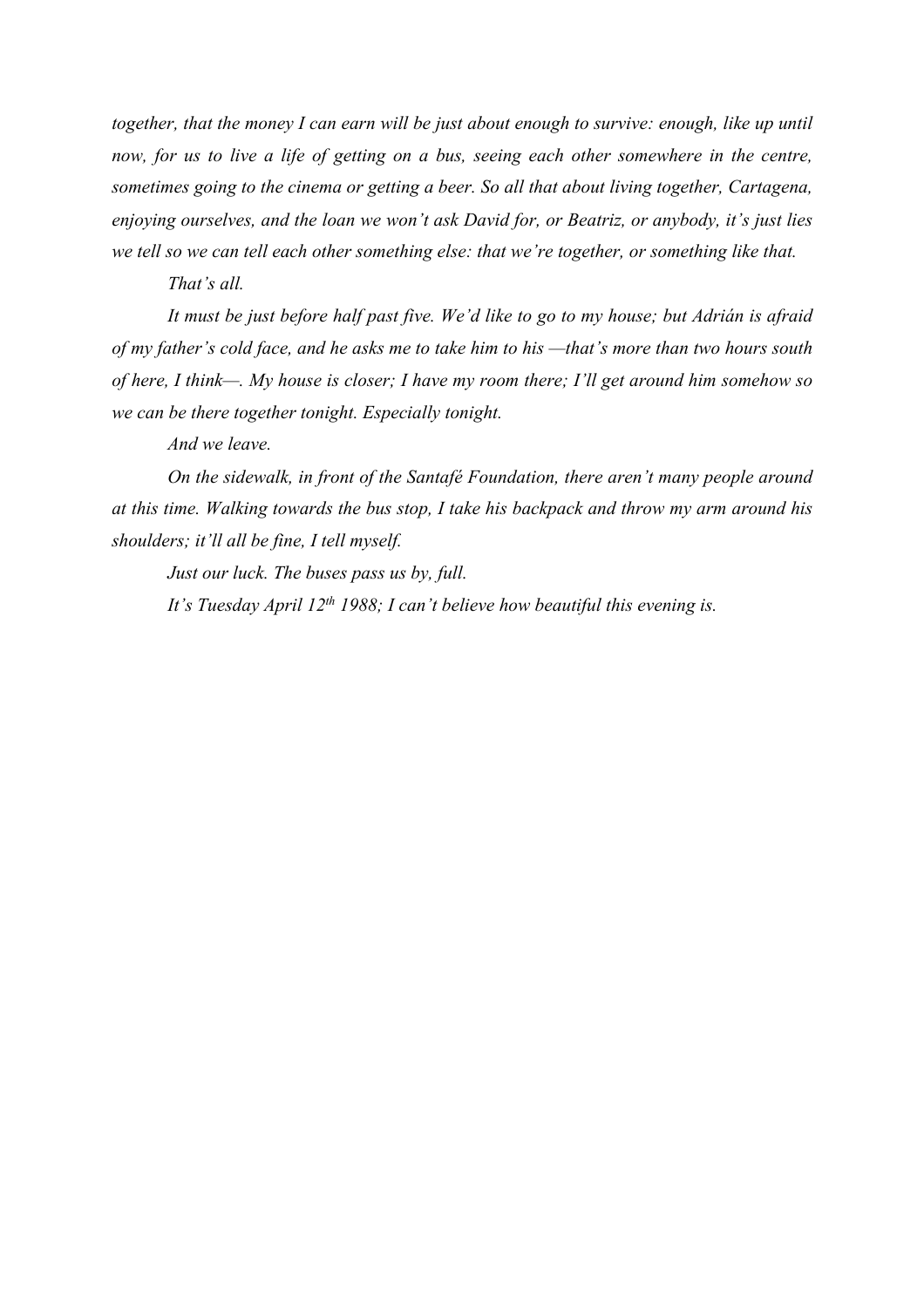*together, that the money I can earn will be just about enough to survive: enough, like up until now, for us to live a life of getting on a bus, seeing each other somewhere in the centre, sometimes going to the cinema or getting a beer. So all that about living together, Cartagena, enjoying ourselves, and the loan we won't ask David for, or Beatriz, or anybody, it's just lies we tell so we can tell each other something else: that we're together, or something like that.*

*That's all.*

*It must be just before half past five. We'd like to go to my house; but Adrián is afraid of my father's cold face, and he asks me to take him to his —that's more than two hours south of here, I think—. My house is closer; I have my room there; I'll get around him somehow so we can be there together tonight. Especially tonight.*

*And we leave.*

*On the sidewalk, in front of the Santafé Foundation, there aren't many people around at this time. Walking towards the bus stop, I take his backpack and throw my arm around his shoulders; it'll all be fine, I tell myself.*

*Just our luck. The buses pass us by, full.*

*It's Tuesday April 12th 1988; I can't believe how beautiful this evening is.*